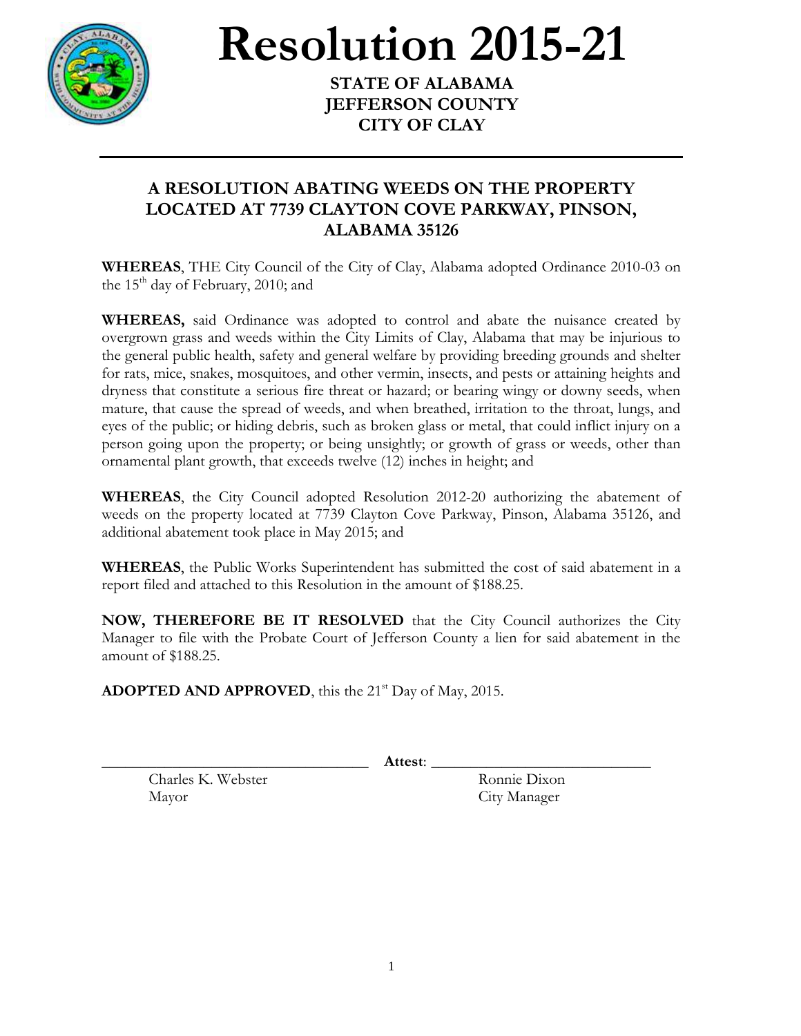# Resolution 2015-21

**STATE OF ALABAMA**
**JEFFERSON COUNTY**
**CITY OF CLAY**

---

## A RESOLUTION ABATING WEEDS ON THE PROPERTY LOCATED AT 7739 CLAYTON COVE PARKWAY, PINSON, ALABAMA 35126

**WHEREAS**, THE City Council of the City of Clay, Alabama adopted Ordinance 2010-03 on the 15th day of February, 2010; and

**WHEREAS,** said Ordinance was adopted to control and abate the nuisance created by overgrown grass and weeds within the City Limits of Clay, Alabama that may be injurious to the general public health, safety and general welfare by providing breeding grounds and shelter for rats, mice, snakes, mosquitoes, and other vermin, insects, and pests or attaining heights and dryness that constitute a serious fire threat or hazard; or bearing wingy or downy seeds, when mature, that cause the spread of weeds, and when breathed, irritation to the throat, lungs, and eyes of the public; or hiding debris, such as broken glass or metal, that could inflict injury on a person going upon the property; or being unsightly; or growth of grass or weeds, other than ornamental plant growth, that exceeds twelve (12) inches in height; and

**WHEREAS**, the City Council adopted Resolution 2012-20 authorizing the abatement of weeds on the property located at 7739 Clayton Cove Parkway, Pinson, Alabama 35126, and additional abatement took place in May 2015; and

**WHEREAS**, the Public Works Superintendent has submitted the cost of said abatement in a report filed and attached to this Resolution in the amount of $188.25.

**NOW, THEREFORE BE IT RESOLVED** that the City Council authorizes the City Manager to file with the Probate Court of Jefferson County a lien for said abatement in the amount of $188.25.

**ADOPTED AND APPROVED**, this the 21st Day of May, 2015.

\_\_\_\_\_\_\_\_\_\_\_\_\_\_\_\_\_\_\_\_\_\_\_\_\_\_\_\_\_\_ **Attest**: \_\_\_\_\_\_\_\_\_\_\_\_\_\_\_\_\_\_\_\_\_\_\_\_\_\_\_\_

Charles K. Webster
Mayor

Ronnie Dixon
City Manager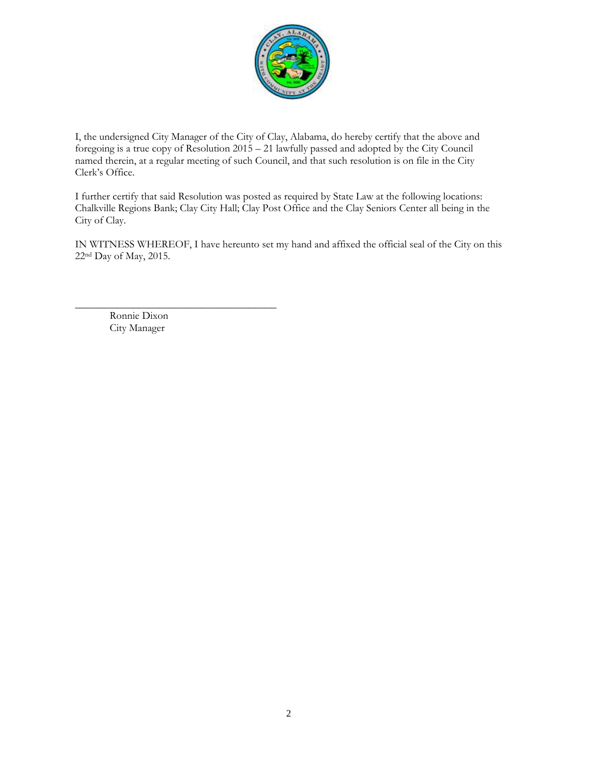I, the undersigned City Manager of the City of Clay, Alabama, do hereby certify that the above and foregoing is a true copy of Resolution 2015 – 21 lawfully passed and adopted by the City Council named therein, at a regular meeting of such Council, and that such resolution is on file in the City Clerk's Office.

I further certify that said Resolution was posted as required by State Law at the following locations: Chalkville Regions Bank; Clay City Hall; Clay Post Office and the Clay Seniors Center all being in the City of Clay.

IN WITNESS WHEREOF, I have hereunto set my hand and affixed the official seal of the City on this 22nd Day of May, 2015.

\_\_\_\_\_\_\_\_\_\_\_\_\_\_\_\_\_\_\_\_\_\_\_\_\_\_\_\_\_\_\_\_\_\_\_\_\_\_\_\_

Ronnie Dixon
City Manager